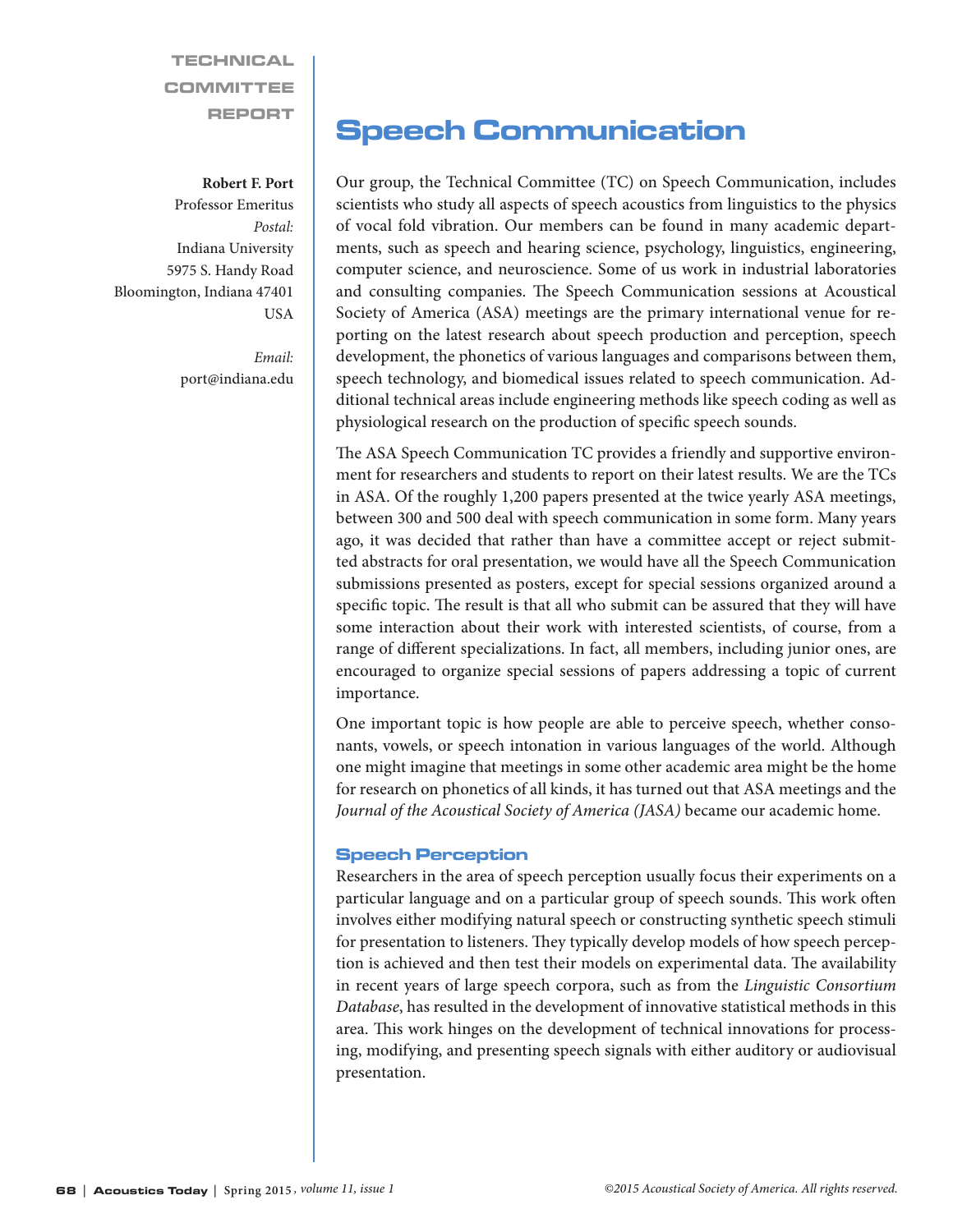TECHNICAL COMMITTEE REPORT

# Speech Communication

**Robert F. Port**
Professor Emeritus
*Postal:*
Indiana University
5975 S. Handy Road
Bloomington, Indiana 47401
USA

*Email:*
port@indiana.edu

Our group, the Technical Committee (TC) on Speech Communication, includes scientists who study all aspects of speech acoustics from linguistics to the physics of vocal fold vibration. Our members can be found in many academic departments, such as speech and hearing science, psychology, linguistics, engineering, computer science, and neuroscience. Some of us work in industrial laboratories and consulting companies. The Speech Communication sessions at Acoustical Society of America (ASA) meetings are the primary international venue for reporting on the latest research about speech production and perception, speech development, the phonetics of various languages and comparisons between them, speech technology, and biomedical issues related to speech communication. Additional technical areas include engineering methods like speech coding as well as physiological research on the production of specific speech sounds.

The ASA Speech Communication TC provides a friendly and supportive environment for researchers and students to report on their latest results. We are the TCs in ASA. Of the roughly 1,200 papers presented at the twice yearly ASA meetings, between 300 and 500 deal with speech communication in some form. Many years ago, it was decided that rather than have a committee accept or reject submitted abstracts for oral presentation, we would have all the Speech Communication submissions presented as posters, except for special sessions organized around a specific topic. The result is that all who submit can be assured that they will have some interaction about their work with interested scientists, of course, from a range of different specializations. In fact, all members, including junior ones, are encouraged to organize special sessions of papers addressing a topic of current importance.

One important topic is how people are able to perceive speech, whether consonants, vowels, or speech intonation in various languages of the world. Although one might imagine that meetings in some other academic area might be the home for research on phonetics of all kinds, it has turned out that ASA meetings and the *Journal of the Acoustical Society of America (JASA)* became our academic home.

## Speech Perception

Researchers in the area of speech perception usually focus their experiments on a particular language and on a particular group of speech sounds. This work often involves either modifying natural speech or constructing synthetic speech stimuli for presentation to listeners. They typically develop models of how speech perception is achieved and then test their models on experimental data. The availability in recent years of large speech corpora, such as from the *Linguistic Consortium Database*, has resulted in the development of innovative statistical methods in this area. This work hinges on the development of technical innovations for processing, modifying, and presenting speech signals with either auditory or audiovisual presentation.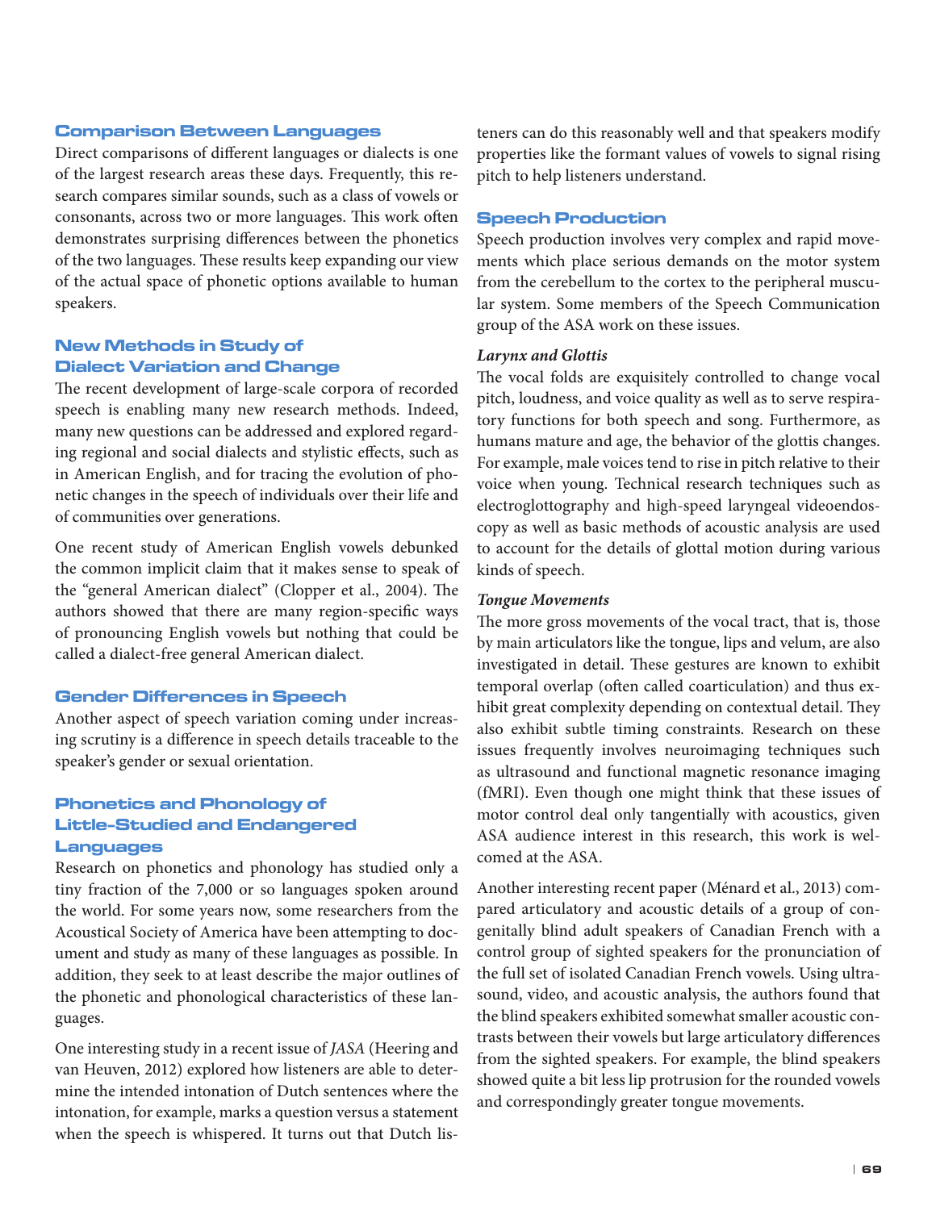## Comparison Between Languages

Direct comparisons of different languages or dialects is one of the largest research areas these days. Frequently, this research compares similar sounds, such as a class of vowels or consonants, across two or more languages. This work often demonstrates surprising differences between the phonetics of the two languages. These results keep expanding our view of the actual space of phonetic options available to human speakers.

## New Methods in Study of Dialect Variation and Change

The recent development of large-scale corpora of recorded speech is enabling many new research methods. Indeed, many new questions can be addressed and explored regarding regional and social dialects and stylistic effects, such as in American English, and for tracing the evolution of phonetic changes in the speech of individuals over their life and of communities over generations.

One recent study of American English vowels debunked the common implicit claim that it makes sense to speak of the "general American dialect" (Clopper et al., 2004). The authors showed that there are many region-specific ways of pronouncing English vowels but nothing that could be called a dialect-free general American dialect.

## Gender Differences in Speech

Another aspect of speech variation coming under increasing scrutiny is a difference in speech details traceable to the speaker's gender or sexual orientation.

## Phonetics and Phonology of Little-Studied and Endangered Languages

Research on phonetics and phonology has studied only a tiny fraction of the 7,000 or so languages spoken around the world. For some years now, some researchers from the Acoustical Society of America have been attempting to document and study as many of these languages as possible. In addition, they seek to at least describe the major outlines of the phonetic and phonological characteristics of these languages.

One interesting study in a recent issue of *JASA* (Heering and van Heuven, 2012) explored how listeners are able to determine the intended intonation of Dutch sentences where the intonation, for example, marks a question versus a statement when the speech is whispered. It turns out that Dutch listeners can do this reasonably well and that speakers modify properties like the formant values of vowels to signal rising pitch to help listeners understand.

## Speech Production

Speech production involves very complex and rapid movements which place serious demands on the motor system from the cerebellum to the cortex to the peripheral muscular system. Some members of the Speech Communication group of the ASA work on these issues.

### *Larynx and Glottis*

The vocal folds are exquisitely controlled to change vocal pitch, loudness, and voice quality as well as to serve respiratory functions for both speech and song. Furthermore, as humans mature and age, the behavior of the glottis changes. For example, male voices tend to rise in pitch relative to their voice when young. Technical research techniques such as electroglottography and high-speed laryngeal videoendoscopy as well as basic methods of acoustic analysis are used to account for the details of glottal motion during various kinds of speech.

### *Tongue Movements*

The more gross movements of the vocal tract, that is, those by main articulators like the tongue, lips and velum, are also investigated in detail. These gestures are known to exhibit temporal overlap (often called coarticulation) and thus exhibit great complexity depending on contextual detail. They also exhibit subtle timing constraints. Research on these issues frequently involves neuroimaging techniques such as ultrasound and functional magnetic resonance imaging (fMRI). Even though one might think that these issues of motor control deal only tangentially with acoustics, given ASA audience interest in this research, this work is welcomed at the ASA.

Another interesting recent paper (Ménard et al., 2013) compared articulatory and acoustic details of a group of congenitally blind adult speakers of Canadian French with a control group of sighted speakers for the pronunciation of the full set of isolated Canadian French vowels. Using ultrasound, video, and acoustic analysis, the authors found that the blind speakers exhibited somewhat smaller acoustic contrasts between their vowels but large articulatory differences from the sighted speakers. For example, the blind speakers showed quite a bit less lip protrusion for the rounded vowels and correspondingly greater tongue movements.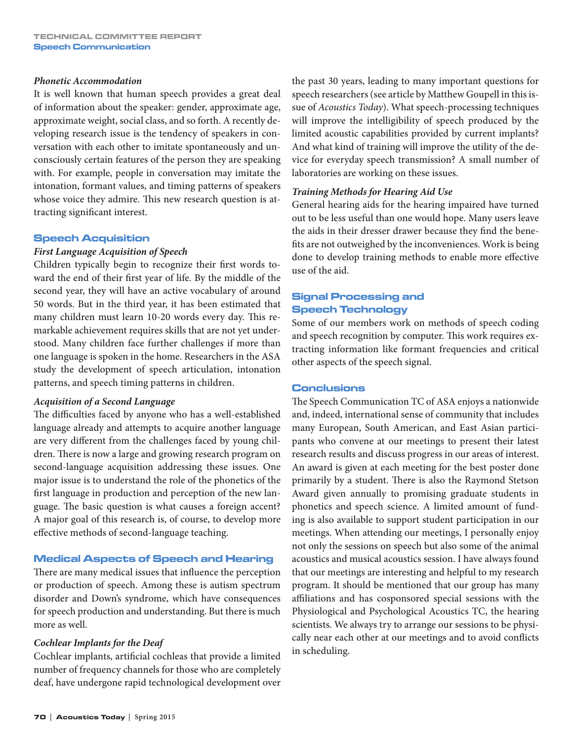### *Phonetic Accommodation*

It is well known that human speech provides a great deal of information about the speaker: gender, approximate age, approximate weight, social class, and so forth. A recently developing research issue is the tendency of speakers in conversation with each other to imitate spontaneously and unconsciously certain features of the person they are speaking with. For example, people in conversation may imitate the intonation, formant values, and timing patterns of speakers whose voice they admire. This new research question is attracting significant interest.

## Speech Acquisition

### *First Language Acquisition of Speech*

Children typically begin to recognize their first words toward the end of their first year of life. By the middle of the second year, they will have an active vocabulary of around 50 words. But in the third year, it has been estimated that many children must learn 10-20 words every day. This remarkable achievement requires skills that are not yet understood. Many children face further challenges if more than one language is spoken in the home. Researchers in the ASA study the development of speech articulation, intonation patterns, and speech timing patterns in children.

### *Acquisition of a Second Language*

The difficulties faced by anyone who has a well-established language already and attempts to acquire another language are very different from the challenges faced by young children. There is now a large and growing research program on second-language acquisition addressing these issues. One major issue is to understand the role of the phonetics of the first language in production and perception of the new language. The basic question is what causes a foreign accent? A major goal of this research is, of course, to develop more effective methods of second-language teaching.

## Medical Aspects of Speech and Hearing

There are many medical issues that influence the perception or production of speech. Among these is autism spectrum disorder and Down's syndrome, which have consequences for speech production and understanding. But there is much more as well.

### *Cochlear Implants for the Deaf*

Cochlear implants, artificial cochleas that provide a limited number of frequency channels for those who are completely deaf, have undergone rapid technological development over the past 30 years, leading to many important questions for speech researchers (see article by Matthew Goupell in this issue of *Acoustics Today*). What speech-processing techniques will improve the intelligibility of speech produced by the limited acoustic capabilities provided by current implants? And what kind of training will improve the utility of the device for everyday speech transmission? A small number of laboratories are working on these issues.

### *Training Methods for Hearing Aid Use*

General hearing aids for the hearing impaired have turned out to be less useful than one would hope. Many users leave the aids in their dresser drawer because they find the benefits are not outweighed by the inconveniences. Work is being done to develop training methods to enable more effective use of the aid.

## Signal Processing and Speech Technology

Some of our members work on methods of speech coding and speech recognition by computer. This work requires extracting information like formant frequencies and critical other aspects of the speech signal.

## Conclusions

The Speech Communication TC of ASA enjoys a nationwide and, indeed, international sense of community that includes many European, South American, and East Asian participants who convene at our meetings to present their latest research results and discuss progress in our areas of interest. An award is given at each meeting for the best poster done primarily by a student. There is also the Raymond Stetson Award given annually to promising graduate students in phonetics and speech science. A limited amount of funding is also available to support student participation in our meetings. When attending our meetings, I personally enjoy not only the sessions on speech but also some of the animal acoustics and musical acoustics session. I have always found that our meetings are interesting and helpful to my research program. It should be mentioned that our group has many affiliations and has cosponsored special sessions with the Physiological and Psychological Acoustics TC, the hearing scientists. We always try to arrange our sessions to be physically near each other at our meetings and to avoid conflicts in scheduling.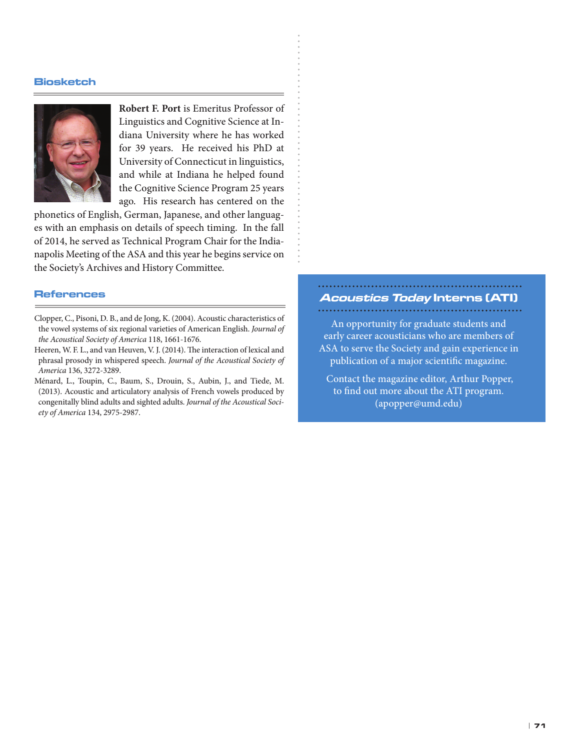## Biosketch

**Robert F. Port** is Emeritus Professor of Linguistics and Cognitive Science at Indiana University where he has worked for 39 years. He received his PhD at University of Connecticut in linguistics, and while at Indiana he helped found the Cognitive Science Program 25 years ago. His research has centered on the phonetics of English, German, Japanese, and other languages with an emphasis on details of speech timing. In the fall of 2014, he served as Technical Program Chair for the Indianapolis Meeting of the ASA and this year he begins service on the Society's Archives and History Committee.

## References

Clopper, C., Pisoni, D. B., and de Jong, K. (2004). Acoustic characteristics of the vowel systems of six regional varieties of American English. *Journal of the Acoustical Society of America* 118, 1661-1676.

Heeren, W. F. L., and van Heuven, V. J. (2014). The interaction of lexical and phrasal prosody in whispered speech. *Journal of the Acoustical Society of America* 136, 3272-3289.

Ménard, L., Toupin, C., Baum, S., Drouin, S., Aubin, J., and Tiede, M. (2013). Acoustic and articulatory analysis of French vowels produced by congenitally blind adults and sighted adults. *Journal of the Acoustical Society of America* 134, 2975-2987.

## *Acoustics Today* Interns (ATI)

An opportunity for graduate students and early career acousticians who are members of ASA to serve the Society and gain experience in publication of a major scientific magazine.

Contact the magazine editor, Arthur Popper, to find out more about the ATI program. (apopper@umd.edu)